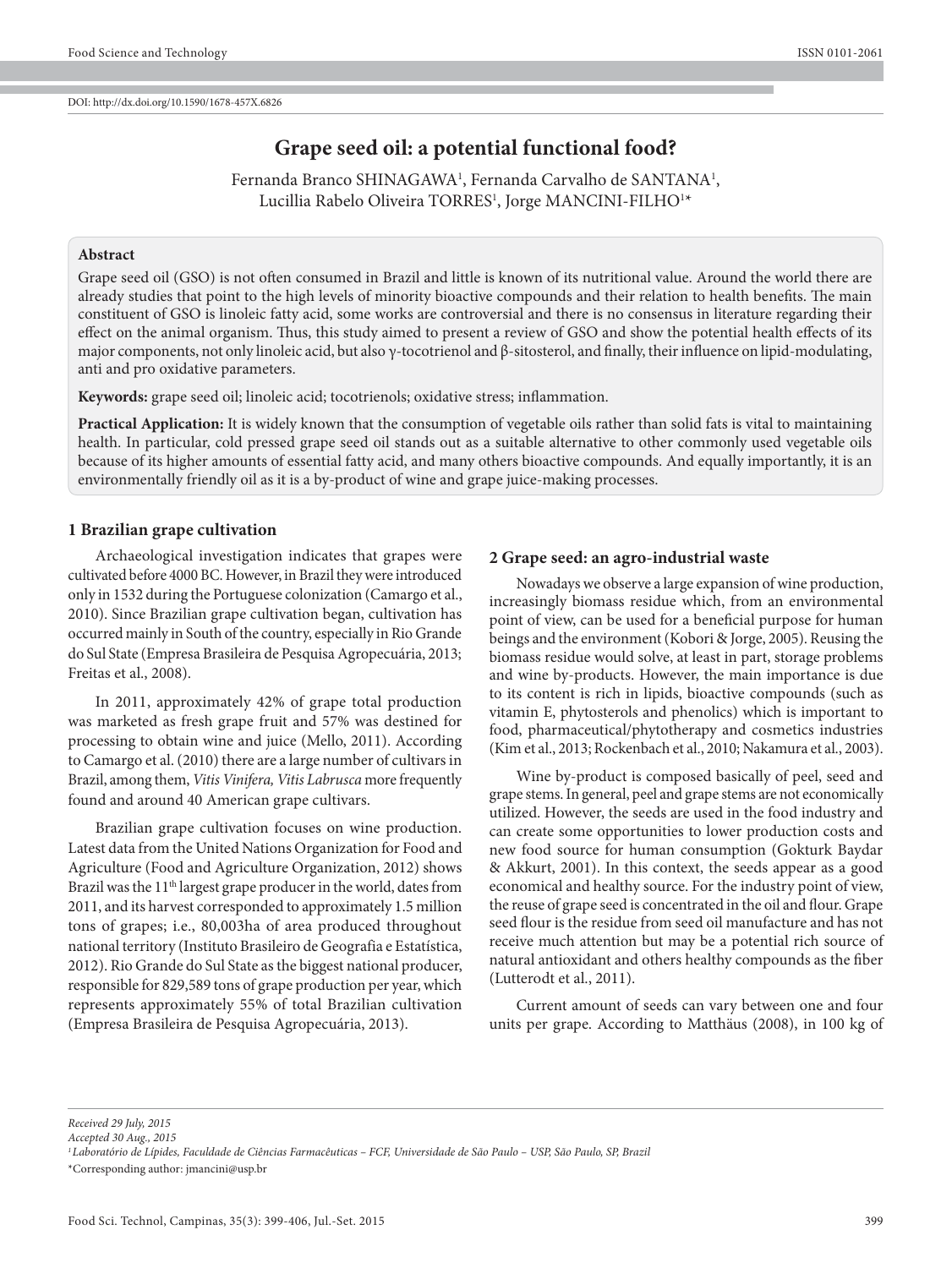DOI: http://dx.doi.org/10.1590/1678-457X.6826

# Grape seed oil: a potential functional food?

Fernanda Branco SHINAGAWA[1], Fernanda Carvalho de SANTANA[1], Lucillia Rabelo Oliveira TORRES[1], Jorge MANCINI-FILHO[1]*

## Abstract

Grape seed oil (GSO) is not often consumed in Brazil and little is known of its nutritional value. Around the world there are already studies that point to the high levels of minority bioactive compounds and their relation to health benefits. The main constituent of GSO is linoleic fatty acid, some works are controversial and there is no consensus in literature regarding their effect on the animal organism. Thus, this study aimed to present a review of GSO and show the potential health effects of its major components, not only linoleic acid, but also γ-tocotrienol and β-sitosterol, and finally, their influence on lipid-modulating, anti and pro oxidative parameters.

**Keywords:** grape seed oil; linoleic acid; tocotrienols; oxidative stress; inflammation.

**Practical Application:** It is widely known that the consumption of vegetable oils rather than solid fats is vital to maintaining health. In particular, cold pressed grape seed oil stands out as a suitable alternative to other commonly used vegetable oils because of its higher amounts of essential fatty acid, and many others bioactive compounds. And equally importantly, it is an environmentally friendly oil as it is a by-product of wine and grape juice-making processes.

## 1 Brazilian grape cultivation

Archaeological investigation indicates that grapes were cultivated before 4000 BC. However, in Brazil they were introduced only in 1532 during the Portuguese colonization (Camargo et al., 2010). Since Brazilian grape cultivation began, cultivation has occurred mainly in South of the country, especially in Rio Grande do Sul State (Empresa Brasileira de Pesquisa Agropecuária, 2013; Freitas et al., 2008).

In 2011, approximately 42% of grape total production was marketed as fresh grape fruit and 57% was destined for processing to obtain wine and juice (Mello, 2011). According to Camargo et al. (2010) there are a large number of cultivars in Brazil, among them, *Vitis Vinifera, Vitis Labrusca* more frequently found and around 40 American grape cultivars.

Brazilian grape cultivation focuses on wine production. Latest data from the United Nations Organization for Food and Agriculture (Food and Agriculture Organization, 2012) shows Brazil was the 11$^{th}$ largest grape producer in the world, dates from 2011, and its harvest corresponded to approximately 1.5 million tons of grapes; i.e., 80,003ha of area produced throughout national territory (Instituto Brasileiro de Geografia e Estatística, 2012). Rio Grande do Sul State as the biggest national producer, responsible for 829,589 tons of grape production per year, which represents approximately 55% of total Brazilian cultivation (Empresa Brasileira de Pesquisa Agropecuária, 2013).

## 2 Grape seed: an agro-industrial waste

Nowadays we observe a large expansion of wine production, increasingly biomass residue which, from an environmental point of view, can be used for a beneficial purpose for human beings and the environment (Kobori & Jorge, 2005). Reusing the biomass residue would solve, at least in part, storage problems and wine by-products. However, the main importance is due to its content is rich in lipids, bioactive compounds (such as vitamin E, phytosterols and phenolics) which is important to food, pharmaceutical/phytotherapy and cosmetics industries (Kim et al., 2013; Rockenbach et al., 2010; Nakamura et al., 2003).

Wine by-product is composed basically of peel, seed and grape stems. In general, peel and grape stems are not economically utilized. However, the seeds are used in the food industry and can create some opportunities to lower production costs and new food source for human consumption (Gokturk Baydar & Akkurt, 2001). In this context, the seeds appear as a good economical and healthy source. For the industry point of view, the reuse of grape seed is concentrated in the oil and flour. Grape seed flour is the residue from seed oil manufacture and has not receive much attention but may be a potential rich source of natural antioxidant and others healthy compounds as the fiber (Lutterodt et al., 2011).

Current amount of seeds can vary between one and four units per grape. According to Matthäus (2008), in 100 kg of

*Received 29 July, 2015*
*Accepted 30 Aug., 2015*
*[1] Laboratório de Lípides, Faculdade de Ciências Farmacêuticas – FCF, Universidade de São Paulo – USP, São Paulo, SP, Brazil*
*Corresponding author: jmancini@usp.br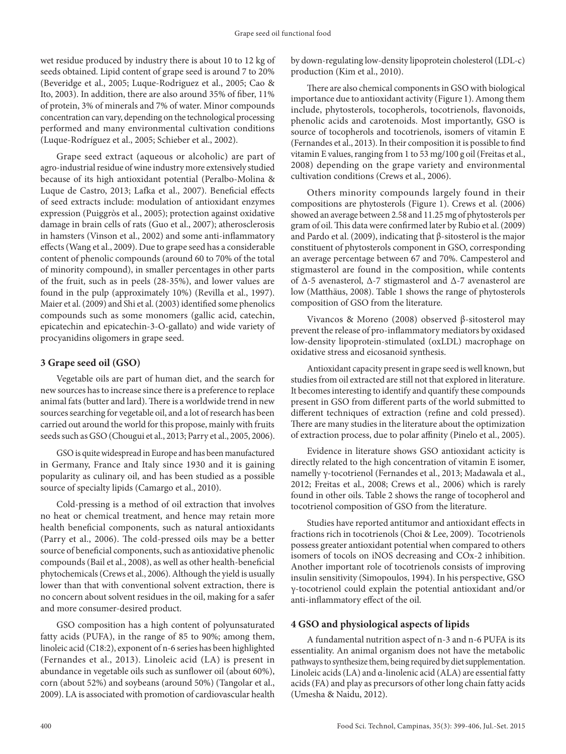wet residue produced by industry there is about 10 to 12 kg of seeds obtained. Lipid content of grape seed is around 7 to 20% (Beveridge et al., 2005; Luque-Rodriguez et al., 2005; Cao & Ito, 2003). In addition, there are also around 35% of fiber, 11% of protein, 3% of minerals and 7% of water. Minor compounds concentration can vary, depending on the technological processing performed and many environmental cultivation conditions (Luque-Rodríguez et al., 2005; Schieber et al., 2002).

Grape seed extract (aqueous or alcoholic) are part of agro-industrial residue of wine industry more extensively studied because of its high antioxidant potential (Peralbo-Molina & Luque de Castro, 2013; Lafka et al., 2007). Beneficial effects of seed extracts include: modulation of antioxidant enzymes expression (Puiggròs et al., 2005); protection against oxidative damage in brain cells of rats (Guo et al., 2007); atherosclerosis in hamsters (Vinson et al., 2002) and some anti-inflammatory effects (Wang et al., 2009). Due to grape seed has a considerable content of phenolic compounds (around 60 to 70% of the total of minority compound), in smaller percentages in other parts of the fruit, such as in peels (28-35%), and lower values are found in the pulp (approximately 10%) (Revilla et al., 1997). Maier et al. (2009) and Shi et al. (2003) identified some phenolics compounds such as some monomers (gallic acid, catechin, epicatechin and epicatechin-3-O-gallato) and wide variety of procyanidins oligomers in grape seed.

## 3 Grape seed oil (GSO)

Vegetable oils are part of human diet, and the search for new sources has to increase since there is a preference to replace animal fats (butter and lard). There is a worldwide trend in new sources searching for vegetable oil, and a lot of research has been carried out around the world for this propose, mainly with fruits seeds such as GSO (Chougui et al., 2013; Parry et al., 2005, 2006).

GSO is quite widespread in Europe and has been manufactured in Germany, France and Italy since 1930 and it is gaining popularity as culinary oil, and has been studied as a possible source of specialty lipids (Camargo et al., 2010).

Cold-pressing is a method of oil extraction that involves no heat or chemical treatment, and hence may retain more health beneficial components, such as natural antioxidants (Parry et al., 2006). The cold-pressed oils may be a better source of beneficial components, such as antioxidative phenolic compounds (Bail et al., 2008), as well as other health-beneficial phytochemicals (Crews et al., 2006). Although the yield is usually lower than that with conventional solvent extraction, there is no concern about solvent residues in the oil, making for a safer and more consumer-desired product.

GSO composition has a high content of polyunsaturated fatty acids (PUFA), in the range of 85 to 90%; among them, linoleic acid (C18:2), exponent of n-6 series has been highlighted (Fernandes et al., 2013). Linoleic acid (LA) is present in abundance in vegetable oils such as sunflower oil (about 60%), corn (about 52%) and soybeans (around 50%) (Tangolar et al., 2009). LA is associated with promotion of cardiovascular health by down-regulating low-density lipoprotein cholesterol (LDL-c) production (Kim et al., 2010).

There are also chemical components in GSO with biological importance due to antioxidant activity (Figure 1). Among them include, phytosterols, tocopherols, tocotrienols, flavonoids, phenolic acids and carotenoids. Most importantly, GSO is source of tocopherols and tocotrienols, isomers of vitamin E (Fernandes et al., 2013). In their composition it is possible to find vitamin E values, ranging from 1 to 53 mg/100 g oil (Freitas et al., 2008) depending on the grape variety and environmental cultivation conditions (Crews et al., 2006).

Others minority compounds largely found in their compositions are phytosterols (Figure 1). Crews et al. (2006) showed an average between 2.58 and 11.25 mg of phytosterols per gram of oil. This data were confirmed later by Rubio et al. (2009) and Pardo et al. (2009), indicating that β-sitosterol is the major constituent of phytosterols component in GSO, corresponding an average percentage between 67 and 70%. Campesterol and stigmasterol are found in the composition, while contents of Δ-5 avenasterol, Δ-7 stigmasterol and Δ-7 avenasterol are low (Matthäus, 2008). Table 1 shows the range of phytosterols composition of GSO from the literature.

Vivancos & Moreno (2008) observed β-sitosterol may prevent the release of pro-inflammatory mediators by oxidased low-density lipoprotein-stimulated (oxLDL) macrophage on oxidative stress and eicosanoid synthesis.

Antioxidant capacity present in grape seed is well known, but studies from oil extracted are still not that explored in literature. It becomes interesting to identify and quantify these compounds present in GSO from different parts of the world submitted to different techniques of extraction (refine and cold pressed). There are many studies in the literature about the optimization of extraction process, due to polar affinity (Pinelo et al., 2005).

Evidence in literature shows GSO antioxidant acticity is directly related to the high concentration of vitamin E isomer, namelly γ-tocotrienol (Fernandes et al., 2013; Madawala et al., 2012; Freitas et al., 2008; Crews et al., 2006) which is rarely found in other oils. Table 2 shows the range of tocopherol and tocotrienol composition of GSO from the literature.

Studies have reported antitumor and antioxidant effects in fractions rich in tocotrienols (Choi & Lee, 2009). Tocotrienols possess greater antioxidant potential when compared to others isomers of tocols on iNOS decreasing and COx-2 inhibition. Another important role of tocotrienols consists of improving insulin sensitivity (Simopoulos, 1994). In his perspective, GSO γ-tocotrienol could explain the potential antioxidant and/or anti-inflammatory effect of the oil.

## 4 GSO and physiological aspects of lipids

A fundamental nutrition aspect of n-3 and n-6 PUFA is its essentiality. An animal organism does not have the metabolic pathways to synthesize them, being required by diet supplementation. Linoleic acids (LA) and α-linolenic acid (ALA) are essential fatty acids (FA) and play as precursors of other long chain fatty acids (Umesha & Naidu, 2012).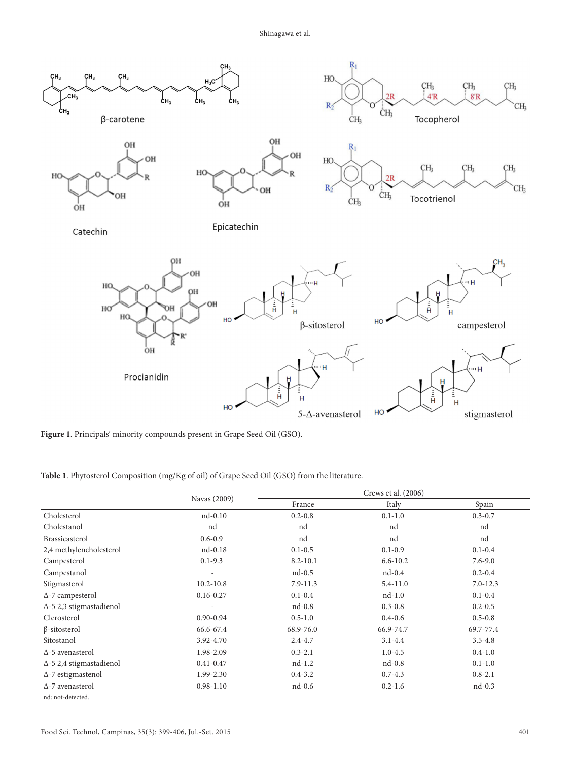**Figure 1**. Principals' minority compounds present in Grape Seed Oil (GSO).

**Table 1**. Phytosterol Composition (mg/Kg of oil) of Grape Seed Oil (GSO) from the literature.

| | Navas (2009) | Crews et al. (2006) | | |
|---|---|---|---|---|
| | | France | Italy | Spain |
| Cholesterol | nd-0.10 | 0.2-0.8 | 0.1-1.0 | 0.3-0.7 |
| Cholestanol | nd | nd | nd | nd |
| Brassicasterol | 0.6-0.9 | nd | nd | nd |
| 2,4 methylencholesterol | nd-0.18 | 0.1-0.5 | 0.1-0.9 | 0.1-0.4 |
| Campesterol | 0.1-9.3 | 8.2-10.1 | 6.6-10.2 | 7.6-9.0 |
| Campestanol | - | nd-0.5 | nd-0.4 | 0.2-0.4 |
| Stigmasterol | 10.2-10.8 | 7.9-11.3 | 5.4-11.0 | 7.0-12.3 |
| Δ-7 campesterol | 0.16-0.27 | 0.1-0.4 | nd-1.0 | 0.1-0.4 |
| Δ-5 2,3 stigmastadienol | - | nd-0.8 | 0.3-0.8 | 0.2-0.5 |
| Clerosterol | 0.90-0.94 | 0.5-1.0 | 0.4-0.6 | 0.5-0.8 |
| β-sitosterol | 66.6-67.4 | 68.9-76.0 | 66.9-74.7 | 69.7-77.4 |
| Sitostanol | 3.92-4.70 | 2.4-4.7 | 3.1-4.4 | 3.5-4.8 |
| Δ-5 avenasterol | 1.98-2.09 | 0.3-2.1 | 1.0-4.5 | 0.4-1.0 |
| Δ-5 2,4 stigmastadienol | 0.41-0.47 | nd-1.2 | nd-0.8 | 0.1-1.0 |
| Δ-7 estigmastenol | 1.99-2.30 | 0.4-3.2 | 0.7-4.3 | 0.8-2.1 |
| Δ-7 avenasterol | 0.98-1.10 | nd-0.6 | 0.2-1.6 | nd-0.3 |

nd: not-detected.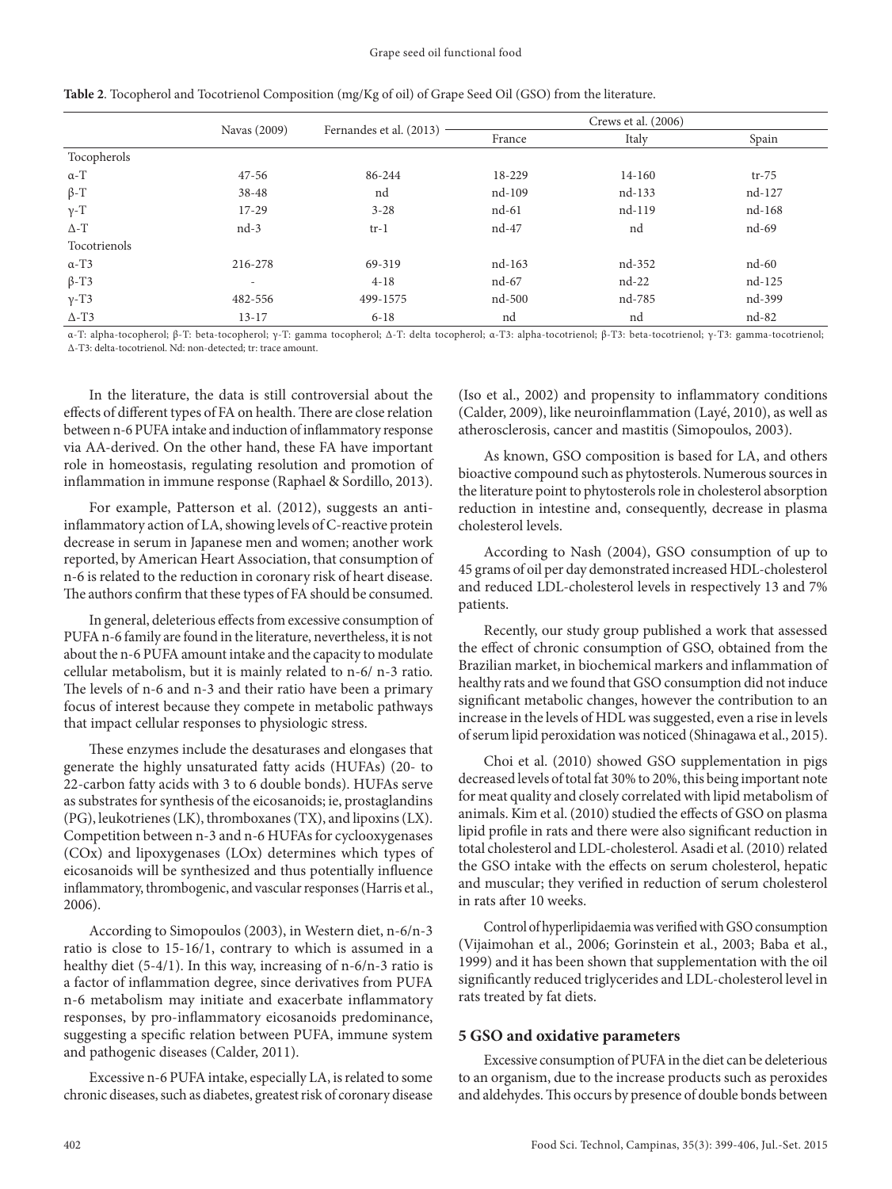**Table 2**. Tocopherol and Tocotrienol Composition (mg/Kg of oil) of Grape Seed Oil (GSO) from the literature.

| | Navas (2009) | Fernandes et al. (2013) | Crews et al. (2006) | | |
|---|---|---|---|---|---|
| | | | France | Italy | Spain |
| Tocopherols | | | | | |
| α-T | 47-56 | 86-244 | 18-229 | 14-160 | tr-75 |
| β-T | 38-48 | nd | nd-109 | nd-133 | nd-127 |
| γ-T | 17-29 | 3-28 | nd-61 | nd-119 | nd-168 |
| Δ-T | nd-3 | tr-1 | nd-47 | nd | nd-69 |
| Tocotrienols | | | | | |
| α-T3 | 216-278 | 69-319 | nd-163 | nd-352 | nd-60 |
| β-T3 | - | 4-18 | nd-67 | nd-22 | nd-125 |
| γ-T3 | 482-556 | 499-1575 | nd-500 | nd-785 | nd-399 |
| Δ-T3 | 13-17 | 6-18 | nd | nd | nd-82 |

α-T: alpha-tocopherol; β-T: beta-tocopherol; γ-T: gamma tocopherol; Δ-T: delta tocopherol; α-T3: alpha-tocotrienol; β-T3: beta-tocotrienol; γ-T3: gamma-tocotrienol; Δ-T3: delta-tocotrienol. Nd: non-detected; tr: trace amount.

In the literature, the data is still controversial about the effects of different types of FA on health. There are close relation between n-6 PUFA intake and induction of inflammatory response via AA-derived. On the other hand, these FA have important role in homeostasis, regulating resolution and promotion of inflammation in immune response (Raphael & Sordillo, 2013).

For example, Patterson et al. (2012), suggests an anti-inflammatory action of LA, showing levels of C-reactive protein decrease in serum in Japanese men and women; another work reported, by American Heart Association, that consumption of n-6 is related to the reduction in coronary risk of heart disease. The authors confirm that these types of FA should be consumed.

In general, deleterious effects from excessive consumption of PUFA n-6 family are found in the literature, nevertheless, it is not about the n-6 PUFA amount intake and the capacity to modulate cellular metabolism, but it is mainly related to n-6/ n-3 ratio. The levels of n-6 and n-3 and their ratio have been a primary focus of interest because they compete in metabolic pathways that impact cellular responses to physiologic stress.

These enzymes include the desaturases and elongases that generate the highly unsaturated fatty acids (HUFAs) (20- to 22-carbon fatty acids with 3 to 6 double bonds). HUFAs serve as substrates for synthesis of the eicosanoids; ie, prostaglandins (PG), leukotrienes (LK), thromboxanes (TX), and lipoxins (LX). Competition between n-3 and n-6 HUFAs for cyclooxygenases (COx) and lipoxygenases (LOx) determines which types of eicosanoids will be synthesized and thus potentially influence inflammatory, thrombogenic, and vascular responses (Harris et al., 2006).

According to Simopoulos (2003), in Western diet, n-6/n-3 ratio is close to 15-16/1, contrary to which is assumed in a healthy diet (5-4/1). In this way, increasing of n-6/n-3 ratio is a factor of inflammation degree, since derivatives from PUFA n-6 metabolism may initiate and exacerbate inflammatory responses, by pro-inflammatory eicosanoids predominance, suggesting a specific relation between PUFA, immune system and pathogenic diseases (Calder, 2011).

Excessive n-6 PUFA intake, especially LA, is related to some chronic diseases, such as diabetes, greatest risk of coronary disease (Iso et al., 2002) and propensity to inflammatory conditions (Calder, 2009), like neuroinflammation (Layé, 2010), as well as atherosclerosis, cancer and mastitis (Simopoulos, 2003).

As known, GSO composition is based for LA, and others bioactive compound such as phytosterols. Numerous sources in the literature point to phytosterols role in cholesterol absorption reduction in intestine and, consequently, decrease in plasma cholesterol levels.

According to Nash (2004), GSO consumption of up to 45 grams of oil per day demonstrated increased HDL-cholesterol and reduced LDL-cholesterol levels in respectively 13 and 7% patients.

Recently, our study group published a work that assessed the effect of chronic consumption of GSO, obtained from the Brazilian market, in biochemical markers and inflammation of healthy rats and we found that GSO consumption did not induce significant metabolic changes, however the contribution to an increase in the levels of HDL was suggested, even a rise in levels of serum lipid peroxidation was noticed (Shinagawa et al., 2015).

Choi et al. (2010) showed GSO supplementation in pigs decreased levels of total fat 30% to 20%, this being important note for meat quality and closely correlated with lipid metabolism of animals. Kim et al. (2010) studied the effects of GSO on plasma lipid profile in rats and there were also significant reduction in total cholesterol and LDL-cholesterol. Asadi et al. (2010) related the GSO intake with the effects on serum cholesterol, hepatic and muscular; they verified in reduction of serum cholesterol in rats after 10 weeks.

Control of hyperlipidaemia was verified with GSO consumption (Vijaimohan et al., 2006; Gorinstein et al., 2003; Baba et al., 1999) and it has been shown that supplementation with the oil significantly reduced triglycerides and LDL-cholesterol level in rats treated by fat diets.

## 5 GSO and oxidative parameters

Excessive consumption of PUFA in the diet can be deleterious to an organism, due to the increase products such as peroxides and aldehydes. This occurs by presence of double bonds between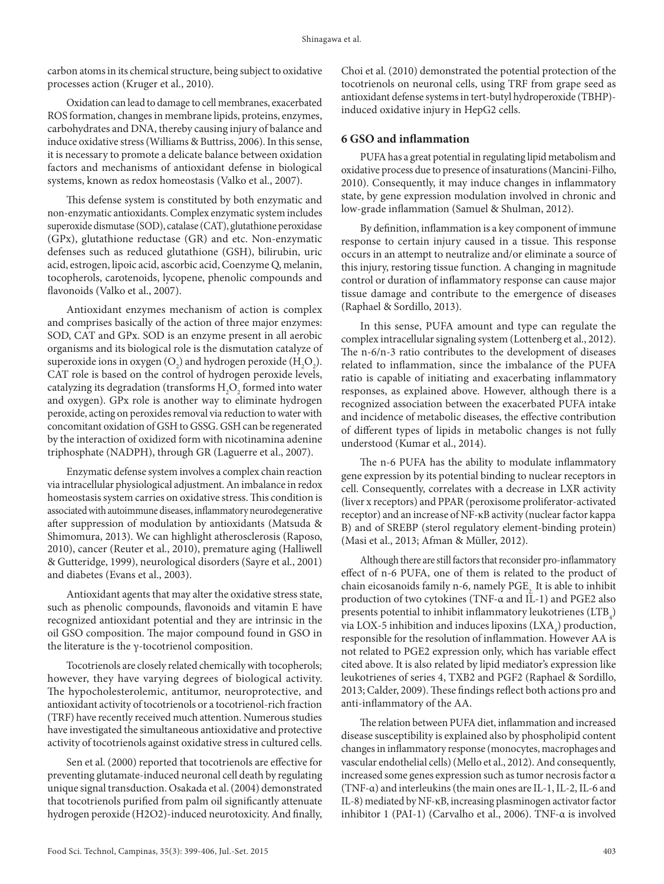carbon atoms in its chemical structure, being subject to oxidative processes action (Kruger et al., 2010).

Oxidation can lead to damage to cell membranes, exacerbated ROS formation, changes in membrane lipids, proteins, enzymes, carbohydrates and DNA, thereby causing injury of balance and induce oxidative stress (Williams & Buttriss, 2006). In this sense, it is necessary to promote a delicate balance between oxidation factors and mechanisms of antioxidant defense in biological systems, known as redox homeostasis (Valko et al., 2007).

This defense system is constituted by both enzymatic and non-enzymatic antioxidants. Complex enzymatic system includes superoxide dismutase (SOD), catalase (CAT), glutathione peroxidase (GPx), glutathione reductase (GR) and etc. Non-enzymatic defenses such as reduced glutathione (GSH), bilirubin, uric acid, estrogen, lipoic acid, ascorbic acid, Coenzyme Q, melanin, tocopherols, carotenoids, lycopene, phenolic compounds and flavonoids (Valko et al., 2007).

Antioxidant enzymes mechanism of action is complex and comprises basically of the action of three major enzymes: SOD, CAT and GPx. SOD is an enzyme present in all aerobic organisms and its biological role is the dismutation catalyze of superoxide ions in oxygen ($O_2$) and hydrogen peroxide ($H_2O_2$). CAT role is based on the control of hydrogen peroxide levels, catalyzing its degradation (transforms $H_2O_2$ formed into water and oxygen). GPx role is another way to eliminate hydrogen peroxide, acting on peroxides removal via reduction to water with concomitant oxidation of GSH to GSSG. GSH can be regenerated by the interaction of oxidized form with nicotinamina adenine triphosphate (NADPH), through GR (Laguerre et al., 2007).

Enzymatic defense system involves a complex chain reaction via intracellular physiological adjustment. An imbalance in redox homeostasis system carries on oxidative stress. This condition is associated with autoimmune diseases, inflammatory neurodegenerative after suppression of modulation by antioxidants (Matsuda & Shimomura, 2013). We can highlight atherosclerosis (Raposo, 2010), cancer (Reuter et al., 2010), premature aging (Halliwell & Gutteridge, 1999), neurological disorders (Sayre et al., 2001) and diabetes (Evans et al., 2003).

Antioxidant agents that may alter the oxidative stress state, such as phenolic compounds, flavonoids and vitamin E have recognized antioxidant potential and they are intrinsic in the oil GSO composition. The major compound found in GSO in the literature is the γ-tocotrienol composition.

Tocotrienols are closely related chemically with tocopherols; however, they have varying degrees of biological activity. The hypocholesterolemic, antitumor, neuroprotective, and antioxidant activity of tocotrienols or a tocotrienol-rich fraction (TRF) have recently received much attention. Numerous studies have investigated the simultaneous antioxidative and protective activity of tocotrienols against oxidative stress in cultured cells.

Sen et al. (2000) reported that tocotrienols are effective for preventing glutamate-induced neuronal cell death by regulating unique signal transduction. Osakada et al. (2004) demonstrated that tocotrienols purified from palm oil significantly attenuate hydrogen peroxide (H2O2)-induced neurotoxicity. And finally, Choi et al. (2010) demonstrated the potential protection of the tocotrienols on neuronal cells, using TRF from grape seed as antioxidant defense systems in tert-butyl hydroperoxide (TBHP)-induced oxidative injury in HepG2 cells.

## 6 GSO and inflammation

PUFA has a great potential in regulating lipid metabolism and oxidative process due to presence of insaturations (Mancini-Filho, 2010). Consequently, it may induce changes in inflammatory state, by gene expression modulation involved in chronic and low-grade inflammation (Samuel & Shulman, 2012).

By definition, inflammation is a key component of immune response to certain injury caused in a tissue. This response occurs in an attempt to neutralize and/or eliminate a source of this injury, restoring tissue function. A changing in magnitude control or duration of inflammatory response can cause major tissue damage and contribute to the emergence of diseases (Raphael & Sordillo, 2013).

In this sense, PUFA amount and type can regulate the complex intracellular signaling system (Lottenberg et al., 2012). The n-6/n-3 ratio contributes to the development of diseases related to inflammation, since the imbalance of the PUFA ratio is capable of initiating and exacerbating inflammatory responses, as explained above. However, although there is a recognized association between the exacerbated PUFA intake and incidence of metabolic diseases, the effective contribution of different types of lipids in metabolic changes is not fully understood (Kumar et al., 2014).

The n-6 PUFA has the ability to modulate inflammatory gene expression by its potential binding to nuclear receptors in cell. Consequently, correlates with a decrease in LXR activity (liver x receptors) and PPAR (peroxisome proliferator-activated receptor) and an increase of NF-κB activity (nuclear factor kappa B) and of SREBP (sterol regulatory element-binding protein) (Masi et al., 2013; Afman & Müller, 2012).

Although there are still factors that reconsider pro-inflammatory effect of n-6 PUFA, one of them is related to the product of chain eicosanoids family n-6, namely $PGE_2$. It is able to inhibit production of two cytokines (TNF-α and IL-1) and PGE2 also presents potential to inhibit inflammatory leukotrienes ($LTB_4$) via LOX-5 inhibition and induces lipoxins ($LXA_4$) production, responsible for the resolution of inflammation. However AA is not related to PGE2 expression only, which has variable effect cited above. It is also related by lipid mediator's expression like leukotrienes of series 4, TXB2 and PGF2 (Raphael & Sordillo, 2013; Calder, 2009). These findings reflect both actions pro and anti-inflammatory of the AA.

The relation between PUFA diet, inflammation and increased disease susceptibility is explained also by phospholipid content changes in inflammatory response (monocytes, macrophages and vascular endothelial cells) (Mello et al., 2012). And consequently, increased some genes expression such as tumor necrosis factor α (TNF-α) and interleukins (the main ones are IL-1, IL-2, IL-6 and IL-8) mediated by NF-κB, increasing plasminogen activator factor inhibitor 1 (PAI-1) (Carvalho et al., 2006). TNF-α is involved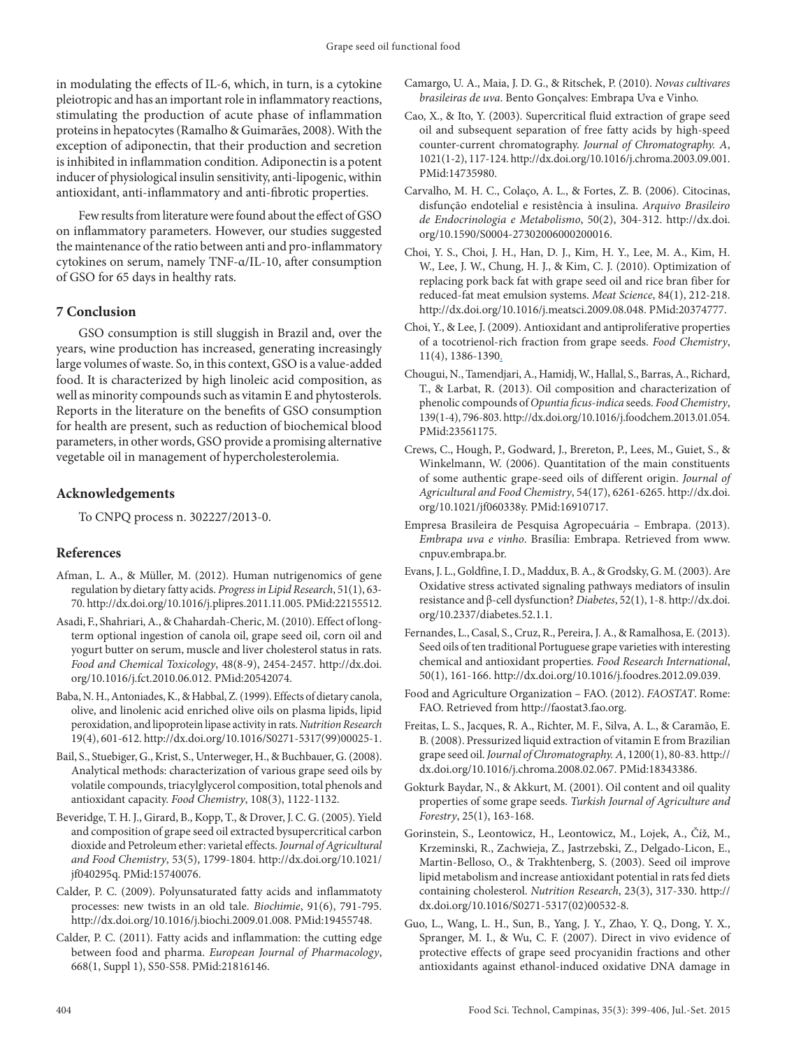in modulating the effects of IL-6, which, in turn, is a cytokine pleiotropic and has an important role in inflammatory reactions, stimulating the production of acute phase of inflammation proteins in hepatocytes (Ramalho & Guimarães, 2008). With the exception of adiponectin, that their production and secretion is inhibited in inflammation condition. Adiponectin is a potent inducer of physiological insulin sensitivity, anti-lipogenic, within antioxidant, anti-inflammatory and anti-fibrotic properties.

Few results from literature were found about the effect of GSO on inflammatory parameters. However, our studies suggested the maintenance of the ratio between anti and pro-inflammatory cytokines on serum, namely TNF-α/IL-10, after consumption of GSO for 65 days in healthy rats.

## 7 Conclusion

GSO consumption is still sluggish in Brazil and, over the years, wine production has increased, generating increasingly large volumes of waste. So, in this context, GSO is a value-added food. It is characterized by high linoleic acid composition, as well as minority compounds such as vitamin E and phytosterols. Reports in the literature on the benefits of GSO consumption for health are present, such as reduction of biochemical blood parameters, in other words, GSO provide a promising alternative vegetable oil in management of hypercholesterolemia.

## Acknowledgements

To CNPQ process n. 302227/2013-0.

## References

Afman, L. A., & Müller, M. (2012). Human nutrigenomics of gene regulation by dietary fatty acids. *Progress in Lipid Research*, 51(1), 63-70. http://dx.doi.org/10.1016/j.plipres.2011.11.005. PMid:22155512.

Asadi, F., Shahriari, A., & Chahardah-Cheric, M. (2010). Effect of long-term optional ingestion of canola oil, grape seed oil, corn oil and yogurt butter on serum, muscle and liver cholesterol status in rats. *Food and Chemical Toxicology*, 48(8-9), 2454-2457. http://dx.doi.org/10.1016/j.fct.2010.06.012. PMid:20542074.

Baba, N. H., Antoniades, K., & Habbal, Z. (1999). Effects of dietary canola, olive, and linolenic acid enriched olive oils on plasma lipids, lipid peroxidation, and lipoprotein lipase activity in rats. *Nutrition Research* 19(4), 601-612. http://dx.doi.org/10.1016/S0271-5317(99)00025-1.

Bail, S., Stuebiger, G., Krist, S., Unterweger, H., & Buchbauer, G. (2008). Analytical methods: characterization of various grape seed oils by volatile compounds, triacylglycerol composition, total phenols and antioxidant capacity. *Food Chemistry*, 108(3), 1122-1132.

Beveridge, T. H. J., Girard, B., Kopp, T., & Drover, J. C. G. (2005). Yield and composition of grape seed oil extracted bysupercritical carbon dioxide and Petroleum ether: varietal effects. *Journal of Agricultural and Food Chemistry*, 53(5), 1799-1804. http://dx.doi.org/10.1021/jf040295q. PMid:15740076.

Calder, P. C. (2009). Polyunsaturated fatty acids and inflammatoty processes: new twists in an old tale. *Biochimie*, 91(6), 791-795. http://dx.doi.org/10.1016/j.biochi.2009.01.008. PMid:19455748.

Calder, P. C. (2011). Fatty acids and inflammation: the cutting edge between food and pharma. *European Journal of Pharmacology*, 668(1, Suppl 1), S50-S58. PMid:21816146.

Camargo, U. A., Maia, J. D. G., & Ritschek, P. (2010). *Novas cultivares brasileiras de uva*. Bento Gonçalves: Embrapa Uva e Vinho.

Cao, X., & Ito, Y. (2003). Supercritical fluid extraction of grape seed oil and subsequent separation of free fatty acids by high-speed counter-current chromatography. *Journal of Chromatography. A*, 1021(1-2), 117-124. http://dx.doi.org/10.1016/j.chroma.2003.09.001. PMid:14735980.

Carvalho, M. H. C., Colaço, A. L., & Fortes, Z. B. (2006). Citocinas, disfunção endotelial e resistência à insulina. *Arquivo Brasileiro de Endocrinologia e Metabolismo*, 50(2), 304-312. http://dx.doi.org/10.1590/S0004-27302006000200016.

Choi, Y. S., Choi, J. H., Han, D. J., Kim, H. Y., Lee, M. A., Kim, H. W., Lee, J. W., Chung, H. J., & Kim, C. J. (2010). Optimization of replacing pork back fat with grape seed oil and rice bran fiber for reduced-fat meat emulsion systems. *Meat Science*, 84(1), 212-218. http://dx.doi.org/10.1016/j.meatsci.2009.08.048. PMid:20374777.

Choi, Y., & Lee, J. (2009). Antioxidant and antiproliferative properties of a tocotrienol-rich fraction from grape seeds. *Food Chemistry*, 11(4), 1386-1390.

Chougui, N., Tamendjari, A., Hamidj, W., Hallal, S., Barras, A., Richard, T., & Larbat, R. (2013). Oil composition and characterization of phenolic compounds of *Opuntia ficus-indica* seeds. *Food Chemistry*, 139(1-4), 796-803. http://dx.doi.org/10.1016/j.foodchem.2013.01.054. PMid:23561175.

Crews, C., Hough, P., Godward, J., Brereton, P., Lees, M., Guiet, S., & Winkelmann, W. (2006). Quantitation of the main constituents of some authentic grape-seed oils of different origin. *Journal of Agricultural and Food Chemistry*, 54(17), 6261-6265. http://dx.doi.org/10.1021/jf060338y. PMid:16910717.

Empresa Brasileira de Pesquisa Agropecuária – Embrapa. (2013). *Embrapa uva e vinho*. Brasília: Embrapa. Retrieved from www.cnpuv.embrapa.br.

Evans, J. L., Goldfine, I. D., Maddux, B. A., & Grodsky, G. M. (2003). Are Oxidative stress activated signaling pathways mediators of insulin resistance and β-cell dysfunction? *Diabetes*, 52(1), 1-8. http://dx.doi.org/10.2337/diabetes.52.1.1.

Fernandes, L., Casal, S., Cruz, R., Pereira, J. A., & Ramalhosa, E. (2013). Seed oils of ten traditional Portuguese grape varieties with interesting chemical and antioxidant properties. *Food Research International*, 50(1), 161-166. http://dx.doi.org/10.1016/j.foodres.2012.09.039.

Food and Agriculture Organization – FAO. (2012). *FAOSTAT*. Rome: FAO. Retrieved from http://faostat3.fao.org.

Freitas, L. S., Jacques, R. A., Richter, M. F., Silva, A. L., & Caramão, E. B. (2008). Pressurized liquid extraction of vitamin E from Brazilian grape seed oil. *Journal of Chromatography. A*, 1200(1), 80-83. http://dx.doi.org/10.1016/j.chroma.2008.02.067. PMid:18343386.

Gokturk Baydar, N., & Akkurt, M. (2001). Oil content and oil quality properties of some grape seeds. *Turkish Journal of Agriculture and Forestry*, 25(1), 163-168.

Gorinstein, S., Leontowicz, H., Leontowicz, M., Lojek, A., Číž, M., Krzeminski, R., Zachwieja, Z., Jastrzebski, Z., Delgado-Licon, E., Martin-Belloso, O., & Trakhtenberg, S. (2003). Seed oil improve lipid metabolism and increase antioxidant potential in rats fed diets containing cholesterol. *Nutrition Research*, 23(3), 317-330. http://dx.doi.org/10.1016/S0271-5317(02)00532-8.

Guo, L., Wang, L. H., Sun, B., Yang, J. Y., Zhao, Y. Q., Dong, Y. X., Spranger, M. I., & Wu, C. F. (2007). Direct in vivo evidence of protective effects of grape seed procyanidin fractions and other antioxidants against ethanol-induced oxidative DNA damage in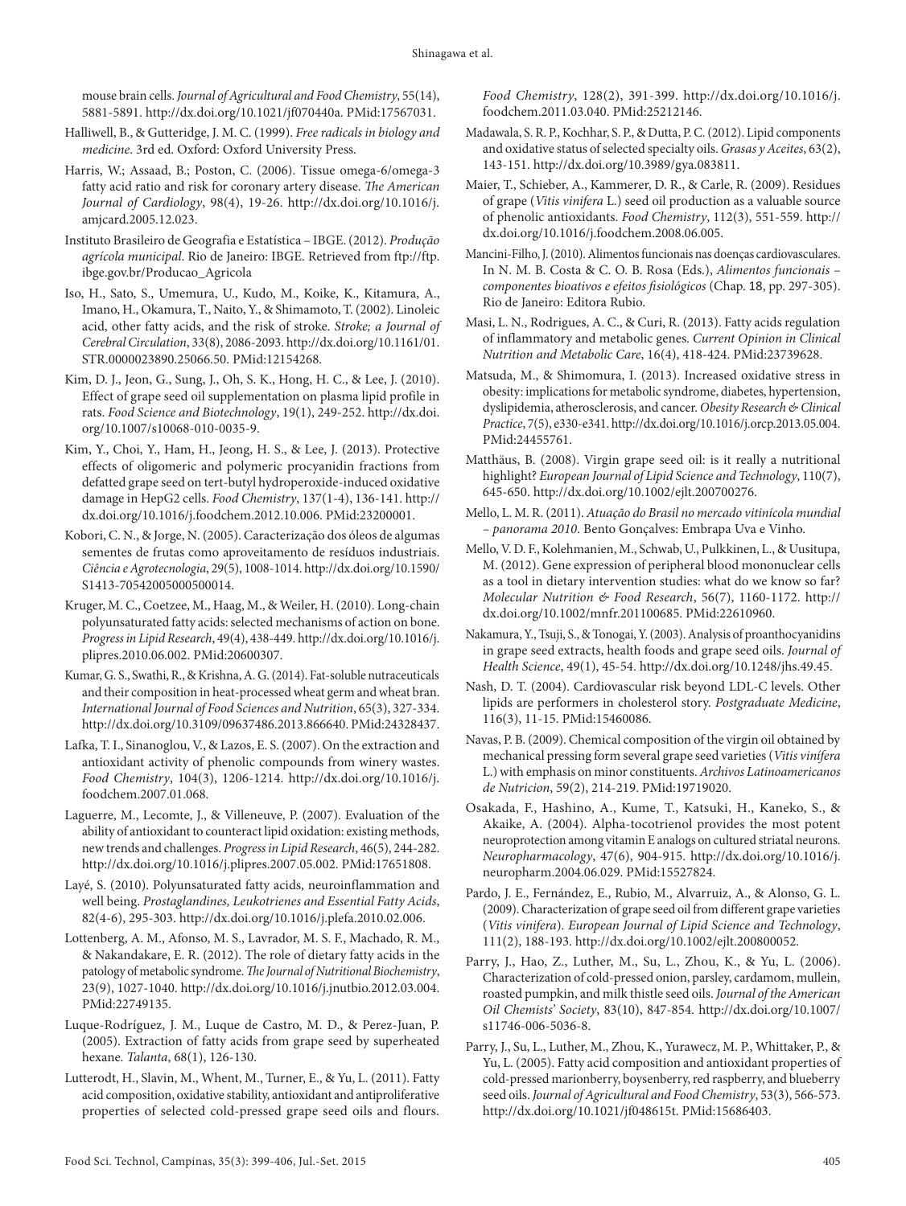mouse brain cells. *Journal of Agricultural and Food Chemistry*, 55(14), 5881-5891. http://dx.doi.org/10.1021/jf070440a. PMid:17567031.

Halliwell, B., & Gutteridge, J. M. C. (1999). *Free radicals in biology and medicine*. 3rd ed. Oxford: Oxford University Press.

Harris, W.; Assaad, B.; Poston, C. (2006). Tissue omega-6/omega-3 fatty acid ratio and risk for coronary artery disease. *The American Journal of Cardiology*, 98(4), 19-26. http://dx.doi.org/10.1016/j.amjcard.2005.12.023.

Instituto Brasileiro de Geografia e Estatística – IBGE. (2012). *Produção agrícola municipal*. Rio de Janeiro: IBGE. Retrieved from ftp://ftp.ibge.gov.br/Producao_Agricola

Iso, H., Sato, S., Umemura, U., Kudo, M., Koike, K., Kitamura, A., Imano, H., Okamura, T., Naito, Y., & Shimamoto, T. (2002). Linoleic acid, other fatty acids, and the risk of stroke. *Stroke; a Journal of Cerebral Circulation*, 33(8), 2086-2093. http://dx.doi.org/10.1161/01.STR.0000023890.25066.50. PMid:12154268.

Kim, D. J., Jeon, G., Sung, J., Oh, S. K., Hong, H. C., & Lee, J. (2010). Effect of grape seed oil supplementation on plasma lipid profile in rats. *Food Science and Biotechnology*, 19(1), 249-252. http://dx.doi.org/10.1007/s10068-010-0035-9.

Kim, Y., Choi, Y., Ham, H., Jeong, H. S., & Lee, J. (2013). Protective effects of oligomeric and polymeric procyanidin fractions from defatted grape seed on tert-butyl hydroperoxide-induced oxidative damage in HepG2 cells. *Food Chemistry*, 137(1-4), 136-141. http://dx.doi.org/10.1016/j.foodchem.2012.10.006. PMid:23200001.

Kobori, C. N., & Jorge, N. (2005). Caracterização dos óleos de algumas sementes de frutas como aproveitamento de resíduos industriais. *Ciência e Agrotecnologia*, 29(5), 1008-1014. http://dx.doi.org/10.1590/S1413-70542005000500014.

Kruger, M. C., Coetzee, M., Haag, M., & Weiler, H. (2010). Long-chain polyunsaturated fatty acids: selected mechanisms of action on bone. *Progress in Lipid Research*, 49(4), 438-449. http://dx.doi.org/10.1016/j.plipres.2010.06.002. PMid:20600307.

Kumar, G. S., Swathi, R., & Krishna, A. G. (2014). Fat-soluble nutraceuticals and their composition in heat-processed wheat germ and wheat bran. *International Journal of Food Sciences and Nutrition*, 65(3), 327-334. http://dx.doi.org/10.3109/09637486.2013.866640. PMid:24328437.

Lafka, T. I., Sinanoglou, V., & Lazos, E. S. (2007). On the extraction and antioxidant activity of phenolic compounds from winery wastes. *Food Chemistry*, 104(3), 1206-1214. http://dx.doi.org/10.1016/j.foodchem.2007.01.068.

Laguerre, M., Lecomte, J., & Villeneuve, P. (2007). Evaluation of the ability of antioxidant to counteract lipid oxidation: existing methods, new trends and challenges. *Progress in Lipid Research*, 46(5), 244-282. http://dx.doi.org/10.1016/j.plipres.2007.05.002. PMid:17651808.

Layé, S. (2010). Polyunsaturated fatty acids, neuroinflammation and well being. *Prostaglandines, Leukotrienes and Essential Fatty Acids*, 82(4-6), 295-303. http://dx.doi.org/10.1016/j.plefa.2010.02.006.

Lottenberg, A. M., Afonso, M. S., Lavrador, M. S. F., Machado, R. M., & Nakandakare, E. R. (2012). The role of dietary fatty acids in the patology of metabolic syndrome. *The Journal of Nutritional Biochemistry*, 23(9), 1027-1040. http://dx.doi.org/10.1016/j.jnutbio.2012.03.004. PMid:22749135.

Luque-Rodríguez, J. M., Luque de Castro, M. D., & Perez-Juan, P. (2005). Extraction of fatty acids from grape seed by superheated hexane. *Talanta*, 68(1), 126-130.

Lutterodt, H., Slavin, M., Whent, M., Turner, E., & Yu, L. (2011). Fatty acid composition, oxidative stability, antioxidant and antiproliferative properties of selected cold-pressed grape seed oils and flours. *Food Chemistry*, 128(2), 391-399. http://dx.doi.org/10.1016/j.foodchem.2011.03.040. PMid:25212146.

Madawala, S. R. P., Kochhar, S. P., & Dutta, P. C. (2012). Lipid components and oxidative status of selected specialty oils. *Grasas y Aceites*, 63(2), 143-151. http://dx.doi.org/10.3989/gya.083811.

Maier, T., Schieber, A., Kammerer, D. R., & Carle, R. (2009). Residues of grape (*Vitis vinifera* L.) seed oil production as a valuable source of phenolic antioxidants. *Food Chemistry*, 112(3), 551-559. http://dx.doi.org/10.1016/j.foodchem.2008.06.005.

Mancini-Filho, J. (2010). Alimentos funcionais nas doenças cardiovasculares. In N. M. B. Costa & C. O. B. Rosa (Eds.), *Alimentos funcionais – componentes bioativos e efeitos fisiológicos* (Chap. 18, pp. 297-305). Rio de Janeiro: Editora Rubio.

Masi, L. N., Rodrigues, A. C., & Curi, R. (2013). Fatty acids regulation of inflammatory and metabolic genes. *Current Opinion in Clinical Nutrition and Metabolic Care*, 16(4), 418-424. PMid:23739628.

Matsuda, M., & Shimomura, I. (2013). Increased oxidative stress in obesity: implications for metabolic syndrome, diabetes, hypertension, dyslipidemia, atherosclerosis, and cancer. *Obesity Research & Clinical Practice*, 7(5), e330-e341. http://dx.doi.org/10.1016/j.orcp.2013.05.004. PMid:24455761.

Matthäus, B. (2008). Virgin grape seed oil: is it really a nutritional highlight? *European Journal of Lipid Science and Technology*, 110(7), 645-650. http://dx.doi.org/10.1002/ejlt.200700276.

Mello, L. M. R. (2011). *Atuação do Brasil no mercado vitinícola mundial – panorama 2010*. Bento Gonçalves: Embrapa Uva e Vinho.

Mello, V. D. F., Kolehmanien, M., Schwab, U., Pulkkinen, L., & Uusitupa, M. (2012). Gene expression of peripheral blood mononuclear cells as a tool in dietary intervention studies: what do we know so far? *Molecular Nutrition & Food Research*, 56(7), 1160-1172. http://dx.doi.org/10.1002/mnfr.201100685. PMid:22610960.

Nakamura, Y., Tsuji, S., & Tonogai, Y. (2003). Analysis of proanthocyanidins in grape seed extracts, health foods and grape seed oils. *Journal of Health Science*, 49(1), 45-54. http://dx.doi.org/10.1248/jhs.49.45.

Nash, D. T. (2004). Cardiovascular risk beyond LDL-C levels. Other lipids are performers in cholesterol story. *Postgraduate Medicine*, 116(3), 11-15. PMid:15460086.

Navas, P. B. (2009). Chemical composition of the virgin oil obtained by mechanical pressing form several grape seed varieties (*Vitis vinífera* L.) with emphasis on minor constituents. *Archivos Latinoamericanos de Nutricion*, 59(2), 214-219. PMid:19719020.

Osakada, F., Hashino, A., Kume, T., Katsuki, H., Kaneko, S., & Akaike, A. (2004). Alpha-tocotrienol provides the most potent neuroprotection among vitamin E analogs on cultured striatal neurons. *Neuropharmacology*, 47(6), 904-915. http://dx.doi.org/10.1016/j.neuropharm.2004.06.029. PMid:15527824.

Pardo, J. E., Fernández, E., Rubio, M., Alvarruiz, A., & Alonso, G. L. (2009). Characterization of grape seed oil from different grape varieties (*Vitis vinifera*). *European Journal of Lipid Science and Technology*, 111(2), 188-193. http://dx.doi.org/10.1002/ejlt.200800052.

Parry, J., Hao, Z., Luther, M., Su, L., Zhou, K., & Yu, L. (2006). Characterization of cold-pressed onion, parsley, cardamom, mullein, roasted pumpkin, and milk thistle seed oils. *Journal of the American Oil Chemists' Society*, 83(10), 847-854. http://dx.doi.org/10.1007/s11746-006-5036-8.

Parry, J., Su, L., Luther, M., Zhou, K., Yurawecz, M. P., Whittaker, P., & Yu, L. (2005). Fatty acid composition and antioxidant properties of cold-pressed marionberry, boysenberry, red raspberry, and blueberry seed oils. *Journal of Agricultural and Food Chemistry*, 53(3), 566-573. http://dx.doi.org/10.1021/jf048615t. PMid:15686403.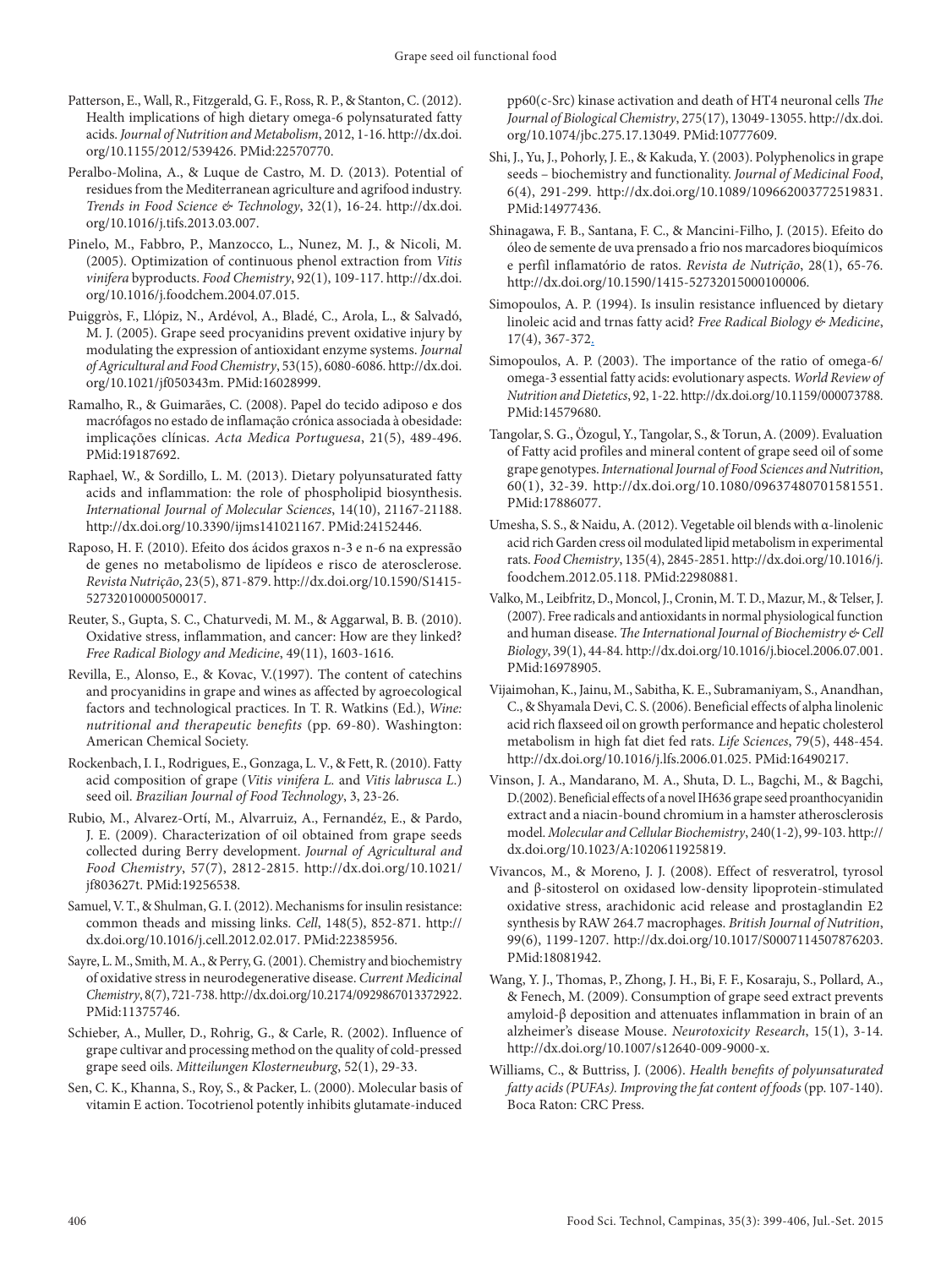Patterson, E., Wall, R., Fitzgerald, G. F., Ross, R. P., & Stanton, C. (2012). Health implications of high dietary omega-6 polynsaturated fatty acids. *Journal of Nutrition and Metabolism*, 2012, 1-16. http://dx.doi.org/10.1155/2012/539426. PMid:22570770.

Peralbo-Molina, A., & Luque de Castro, M. D. (2013). Potential of residues from the Mediterranean agriculture and agrifood industry. *Trends in Food Science & Technology*, 32(1), 16-24. http://dx.doi.org/10.1016/j.tifs.2013.03.007.

Pinelo, M., Fabbro, P., Manzocco, L., Nunez, M. J., & Nicoli, M. (2005). Optimization of continuous phenol extraction from *Vitis vinifera* byproducts. *Food Chemistry*, 92(1), 109-117. http://dx.doi.org/10.1016/j.foodchem.2004.07.015.

Puiggròs, F., Llópiz, N., Ardévol, A., Bladé, C., Arola, L., & Salvadó, M. J. (2005). Grape seed procyanidins prevent oxidative injury by modulating the expression of antioxidant enzyme systems. *Journal of Agricultural and Food Chemistry*, 53(15), 6080-6086. http://dx.doi.org/10.1021/jf050343m. PMid:16028999.

Ramalho, R., & Guimarães, C. (2008). Papel do tecido adiposo e dos macrófagos no estado de inflamação crónica associada à obesidade: implicações clínicas. *Acta Medica Portuguesa*, 21(5), 489-496. PMid:19187692.

Raphael, W., & Sordillo, L. M. (2013). Dietary polyunsaturated fatty acids and inflammation: the role of phospholipid biosynthesis. *International Journal of Molecular Sciences*, 14(10), 21167-21188. http://dx.doi.org/10.3390/ijms141021167. PMid:24152446.

Raposo, H. F. (2010). Efeito dos ácidos graxos n-3 e n-6 na expressão de genes no metabolismo de lipídeos e risco de aterosclerose. *Revista Nutrição*, 23(5), 871-879. http://dx.doi.org/10.1590/S1415-52732010000500017.

Reuter, S., Gupta, S. C., Chaturvedi, M. M., & Aggarwal, B. B. (2010). Oxidative stress, inflammation, and cancer: How are they linked? *Free Radical Biology and Medicine*, 49(11), 1603-1616.

Revilla, E., Alonso, E., & Kovac, V.(1997). The content of catechins and procyanidins in grape and wines as affected by agroecological factors and technological practices. In T. R. Watkins (Ed.), *Wine: nutritional and therapeutic benefits* (pp. 69-80). Washington: American Chemical Society.

Rockenbach, I. I., Rodrigues, E., Gonzaga, L. V., & Fett, R. (2010). Fatty acid composition of grape (*Vitis vinifera L.* and *Vitis labrusca L.*) seed oil. *Brazilian Journal of Food Technology*, 3, 23-26.

Rubio, M., Alvarez-Ortí, M., Alvarruiz, A., Fernandéz, E., & Pardo, J. E. (2009). Characterization of oil obtained from grape seeds collected during Berry development. *Journal of Agricultural and Food Chemistry*, 57(7), 2812-2815. http://dx.doi.org/10.1021/jf803627t. PMid:19256538.

Samuel, V. T., & Shulman, G. I. (2012). Mechanisms for insulin resistance: common theads and missing links. *Cell*, 148(5), 852-871. http://dx.doi.org/10.1016/j.cell.2012.02.017. PMid:22385956.

Sayre, L. M., Smith, M. A., & Perry, G. (2001). Chemistry and biochemistry of oxidative stress in neurodegenerative disease. *Current Medicinal Chemistry*, 8(7), 721-738. http://dx.doi.org/10.2174/0929867013372922. PMid:11375746.

Schieber, A., Muller, D., Rohrig, G., & Carle, R. (2002). Influence of grape cultivar and processing method on the quality of cold-pressed grape seed oils. *Mitteilungen Klosterneuburg*, 52(1), 29-33.

Sen, C. K., Khanna, S., Roy, S., & Packer, L. (2000). Molecular basis of vitamin E action. Tocotrienol potently inhibits glutamate-induced pp60(c-Src) kinase activation and death of HT4 neuronal cells *The Journal of Biological Chemistry*, 275(17), 13049-13055. http://dx.doi.org/10.1074/jbc.275.17.13049. PMid:10777609.

Shi, J., Yu, J., Pohorly, J. E., & Kakuda, Y. (2003). Polyphenolics in grape seeds – biochemistry and functionality. *Journal of Medicinal Food*, 6(4), 291-299. http://dx.doi.org/10.1089/109662003772519831. PMid:14977436.

Shinagawa, F. B., Santana, F. C., & Mancini-Filho, J. (2015). Efeito do óleo de semente de uva prensado a frio nos marcadores bioquímicos e perfil inflamatório de ratos. *Revista de Nutrição*, 28(1), 65-76. http://dx.doi.org/10.1590/1415-52732015000100006.

Simopoulos, A. P. (1994). Is insulin resistance influenced by dietary linoleic acid and trnas fatty acid? *Free Radical Biology & Medicine*, 17(4), 367-372.

Simopoulos, A. P. (2003). The importance of the ratio of omega-6/omega-3 essential fatty acids: evolutionary aspects. *World Review of Nutrition and Dietetics*, 92, 1-22. http://dx.doi.org/10.1159/000073788. PMid:14579680.

Tangolar, S. G., Özogul, Y., Tangolar, S., & Torun, A. (2009). Evaluation of Fatty acid profiles and mineral content of grape seed oil of some grape genotypes. *International Journal of Food Sciences and Nutrition*, 60(1), 32-39. http://dx.doi.org/10.1080/09637480701581551. PMid:17886077.

Umesha, S. S., & Naidu, A. (2012). Vegetable oil blends with α-linolenic acid rich Garden cress oil modulated lipid metabolism in experimental rats. *Food Chemistry*, 135(4), 2845-2851. http://dx.doi.org/10.1016/j.foodchem.2012.05.118. PMid:22980881.

Valko, M., Leibfritz, D., Moncol, J., Cronin, M. T. D., Mazur, M., & Telser, J. (2007). Free radicals and antioxidants in normal physiological function and human disease. *The International Journal of Biochemistry & Cell Biology*, 39(1), 44-84. http://dx.doi.org/10.1016/j.biocel.2006.07.001. PMid:16978905.

Vijaimohan, K., Jainu, M., Sabitha, K. E., Subramaniyam, S., Anandhan, C., & Shyamala Devi, C. S. (2006). Beneficial effects of alpha linolenic acid rich flaxseed oil on growth performance and hepatic cholesterol metabolism in high fat diet fed rats. *Life Sciences*, 79(5), 448-454. http://dx.doi.org/10.1016/j.lfs.2006.01.025. PMid:16490217.

Vinson, J. A., Mandarano, M. A., Shuta, D. L., Bagchi, M., & Bagchi, D.(2002). Beneficial effects of a novel IH636 grape seed proanthocyanidin extract and a niacin-bound chromium in a hamster atherosclerosis model. *Molecular and Cellular Biochemistry*, 240(1-2), 99-103. http://dx.doi.org/10.1023/A:1020611925819.

Vivancos, M., & Moreno, J. J. (2008). Effect of resveratrol, tyrosol and β-sitosterol on oxidased low-density lipoprotein-stimulated oxidative stress, arachidonic acid release and prostaglandin E2 synthesis by RAW 264.7 macrophages. *British Journal of Nutrition*, 99(6), 1199-1207. http://dx.doi.org/10.1017/S0007114507876203. PMid:18081942.

Wang, Y. J., Thomas, P., Zhong, J. H., Bi, F. F., Kosaraju, S., Pollard, A., & Fenech, M. (2009). Consumption of grape seed extract prevents amyloid-β deposition and attenuates inflammation in brain of an alzheimer's disease Mouse. *Neurotoxicity Research*, 15(1), 3-14. http://dx.doi.org/10.1007/s12640-009-9000-x.

Williams, C., & Buttriss, J. (2006). *Health benefits of polyunsaturated fatty acids (PUFAs). Improving the fat content of foods* (pp. 107-140). Boca Raton: CRC Press.